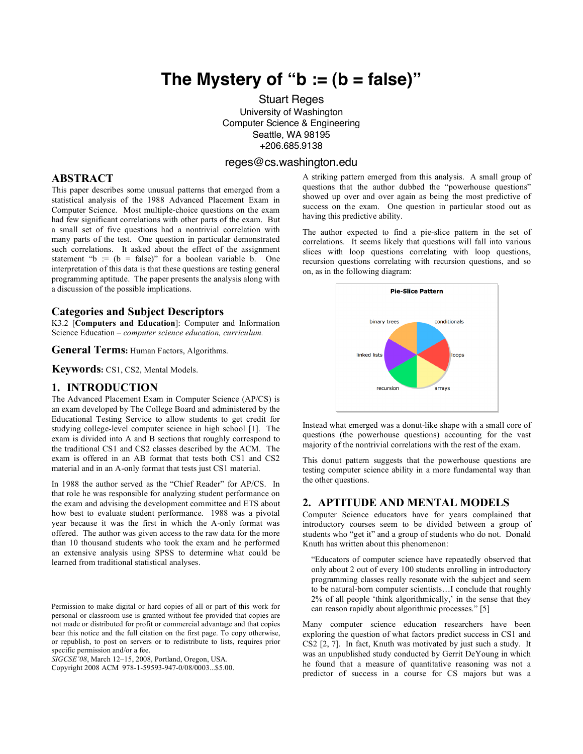# The Mystery of "b := (b = false)"

Stuart Reges
University of Washington
Computer Science & Engineering
Seattle, WA 98195
+206.685.9138

reges@cs.washington.edu

## ABSTRACT

This paper describes some unusual patterns that emerged from a statistical analysis of the 1988 Advanced Placement Exam in Computer Science. Most multiple-choice questions on the exam had few significant correlations with other parts of the exam. But a small set of five questions had a nontrivial correlation with many parts of the test. One question in particular demonstrated such correlations. It asked about the effect of the assignment statement "b := (b = false)" for a boolean variable b. One interpretation of this data is that these questions are testing general programming aptitude. The paper presents the analysis along with a discussion of the possible implications.

## Categories and Subject Descriptors

K3.2 [**Computers and Education**]: Computer and Information Science Education – *computer science education, curriculum.*

## General Terms: Human Factors, Algorithms.

## Keywords: CS1, CS2, Mental Models.

## 1. INTRODUCTION

The Advanced Placement Exam in Computer Science (AP/CS) is an exam developed by The College Board and administered by the Educational Testing Service to allow students to get credit for studying college-level computer science in high school [1]. The exam is divided into A and B sections that roughly correspond to the traditional CS1 and CS2 classes described by the ACM. The exam is offered in an AB format that tests both CS1 and CS2 material and in an A-only format that tests just CS1 material.

In 1988 the author served as the "Chief Reader" for AP/CS. In that role he was responsible for analyzing student performance on the exam and advising the development committee and ETS about how best to evaluate student performance. 1988 was a pivotal year because it was the first in which the A-only format was offered. The author was given access to the raw data for the more than 10 thousand students who took the exam and he performed an extensive analysis using SPSS to determine what could be learned from traditional statistical analyses.

Permission to make digital or hard copies of all or part of this work for personal or classroom use is granted without fee provided that copies are not made or distributed for profit or commercial advantage and that copies bear this notice and the full citation on the first page. To copy otherwise, or republish, to post on servers or to redistribute to lists, requires prior specific permission and/or a fee.
*SIGCSE'08*, March 12–15, 2008, Portland, Oregon, USA.
Copyright 2008 ACM 978-1-59593-947-0/08/0003...$5.00.

A striking pattern emerged from this analysis. A small group of questions that the author dubbed the "powerhouse questions" showed up over and over again as being the most predictive of success on the exam. One question in particular stood out as having this predictive ability.

The author expected to find a pie-slice pattern in the set of correlations. It seems likely that questions will fall into various slices with loop questions correlating with loop questions, recursion questions correlating with recursion questions, and so on, as in the following diagram:

Pie-Slice Pattern

binary trees, conditionals, linked lists, loops, recursion, arrays

Instead what emerged was a donut-like shape with a small core of questions (the powerhouse questions) accounting for the vast majority of the nontrivial correlations with the rest of the exam.

This donut pattern suggests that the powerhouse questions are testing computer science ability in a more fundamental way than the other questions.

## 2. APTITUDE AND MENTAL MODELS

Computer Science educators have for years complained that introductory courses seem to be divided between a group of students who "get it" and a group of students who do not. Donald Knuth has written about this phenomenon:

> "Educators of computer science have repeatedly observed that only about 2 out of every 100 students enrolling in introductory programming classes really resonate with the subject and seem to be natural-born computer scientists…I conclude that roughly 2% of all people 'think algorithmically,' in the sense that they can reason rapidly about algorithmic processes." [5]

Many computer science education researchers have been exploring the question of what factors predict success in CS1 and CS2 [2, 7]. In fact, Knuth was motivated by just such a study. It was an unpublished study conducted by Gerrit DeYoung in which he found that a measure of quantitative reasoning was not a predictor of success in a course for CS majors but was a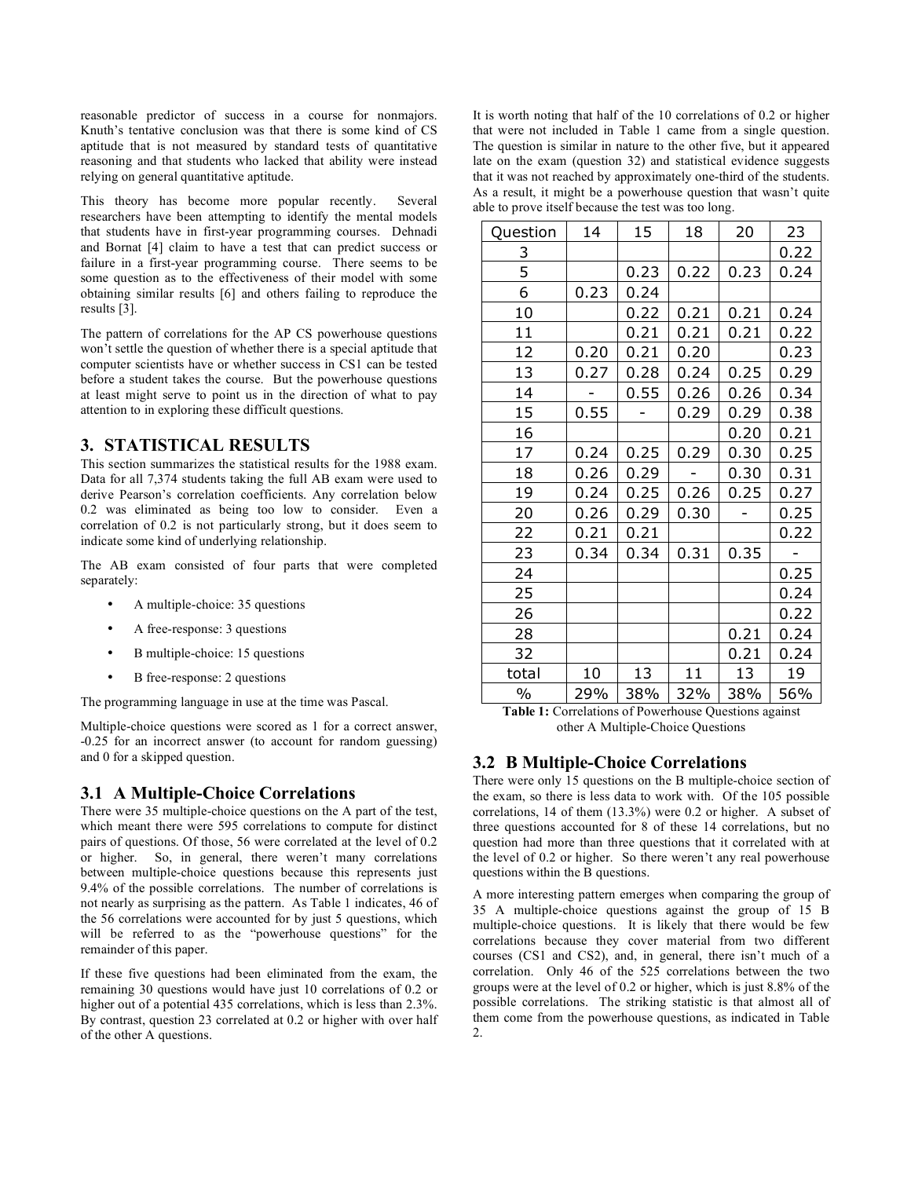reasonable predictor of success in a course for nonmajors. Knuth's tentative conclusion was that there is some kind of CS aptitude that is not measured by standard tests of quantitative reasoning and that students who lacked that ability were instead relying on general quantitative aptitude.

This theory has become more popular recently. Several researchers have been attempting to identify the mental models that students have in first-year programming courses. Dehnadi and Bornat [4] claim to have a test that can predict success or failure in a first-year programming course. There seems to be some question as to the effectiveness of their model with some obtaining similar results [6] and others failing to reproduce the results [3].

The pattern of correlations for the AP CS powerhouse questions won't settle the question of whether there is a special aptitude that computer scientists have or whether success in CS1 can be tested before a student takes the course. But the powerhouse questions at least might serve to point us in the direction of what to pay attention to in exploring these difficult questions.

## 3. STATISTICAL RESULTS

This section summarizes the statistical results for the 1988 exam. Data for all 7,374 students taking the full AB exam were used to derive Pearson's correlation coefficients. Any correlation below 0.2 was eliminated as being too low to consider. Even a correlation of 0.2 is not particularly strong, but it does seem to indicate some kind of underlying relationship.

The AB exam consisted of four parts that were completed separately:

- A multiple-choice: 35 questions
- A free-response: 3 questions
- B multiple-choice: 15 questions
- B free-response: 2 questions

The programming language in use at the time was Pascal.

Multiple-choice questions were scored as 1 for a correct answer, -0.25 for an incorrect answer (to account for random guessing) and 0 for a skipped question.

### 3.1 A Multiple-Choice Correlations

There were 35 multiple-choice questions on the A part of the test, which meant there were 595 correlations to compute for distinct pairs of questions. Of those, 56 were correlated at the level of 0.2 or higher. So, in general, there weren't many correlations between multiple-choice questions because this represents just 9.4% of the possible correlations. The number of correlations is not nearly as surprising as the pattern. As Table 1 indicates, 46 of the 56 correlations were accounted for by just 5 questions, which will be referred to as the "powerhouse questions" for the remainder of this paper.

If these five questions had been eliminated from the exam, the remaining 30 questions would have just 10 correlations of 0.2 or higher out of a potential 435 correlations, which is less than 2.3%. By contrast, question 23 correlated at 0.2 or higher with over half of the other A questions.

It is worth noting that half of the 10 correlations of 0.2 or higher that were not included in Table 1 came from a single question. The question is similar in nature to the other five, but it appeared late on the exam (question 32) and statistical evidence suggests that it was not reached by approximately one-third of the students. As a result, it might be a powerhouse question that wasn't quite able to prove itself because the test was too long.

| Question | 14 | 15 | 18 | 20 | 23 |
|---|---|---|---|---|---|
| 3 | | | | | 0.22 |
| 5 | | 0.23 | 0.22 | 0.23 | 0.24 |
| 6 | 0.23 | 0.24 | | | |
| 10 | | 0.22 | 0.21 | 0.21 | 0.24 |
| 11 | | 0.21 | 0.21 | 0.21 | 0.22 |
| 12 | 0.20 | 0.21 | 0.20 | | 0.23 |
| 13 | 0.27 | 0.28 | 0.24 | 0.25 | 0.29 |
| 14 | - | 0.55 | 0.26 | 0.26 | 0.34 |
| 15 | 0.55 | - | 0.29 | 0.29 | 0.38 |
| 16 | | | | 0.20 | 0.21 |
| 17 | 0.24 | 0.25 | 0.29 | 0.30 | 0.25 |
| 18 | 0.26 | 0.29 | - | 0.30 | 0.31 |
| 19 | 0.24 | 0.25 | 0.26 | 0.25 | 0.27 |
| 20 | 0.26 | 0.29 | 0.30 | - | 0.25 |
| 22 | 0.21 | 0.21 | | | 0.22 |
| 23 | 0.34 | 0.34 | 0.31 | 0.35 | - |
| 24 | | | | | 0.25 |
| 25 | | | | | 0.24 |
| 26 | | | | | 0.22 |
| 28 | | | | 0.21 | 0.24 |
| 32 | | | | 0.21 | 0.24 |
| total | 10 | 13 | 11 | 13 | 19 |
| % | 29% | 38% | 32% | 38% | 56% |

**Table 1:** Correlations of Powerhouse Questions against other A Multiple-Choice Questions

### 3.2 B Multiple-Choice Correlations

There were only 15 questions on the B multiple-choice section of the exam, so there is less data to work with. Of the 105 possible correlations, 14 of them (13.3%) were 0.2 or higher. A subset of three questions accounted for 8 of these 14 correlations, but no question had more than three questions that it correlated with at the level of 0.2 or higher. So there weren't any real powerhouse questions within the B questions.

A more interesting pattern emerges when comparing the group of 35 A multiple-choice questions against the group of 15 B multiple-choice questions. It is likely that there would be few correlations because they cover material from two different courses (CS1 and CS2), and, in general, there isn't much of a correlation. Only 46 of the 525 correlations between the two groups were at the level of 0.2 or higher, which is just 8.8% of the possible correlations. The striking statistic is that almost all of them come from the powerhouse questions, as indicated in Table 2.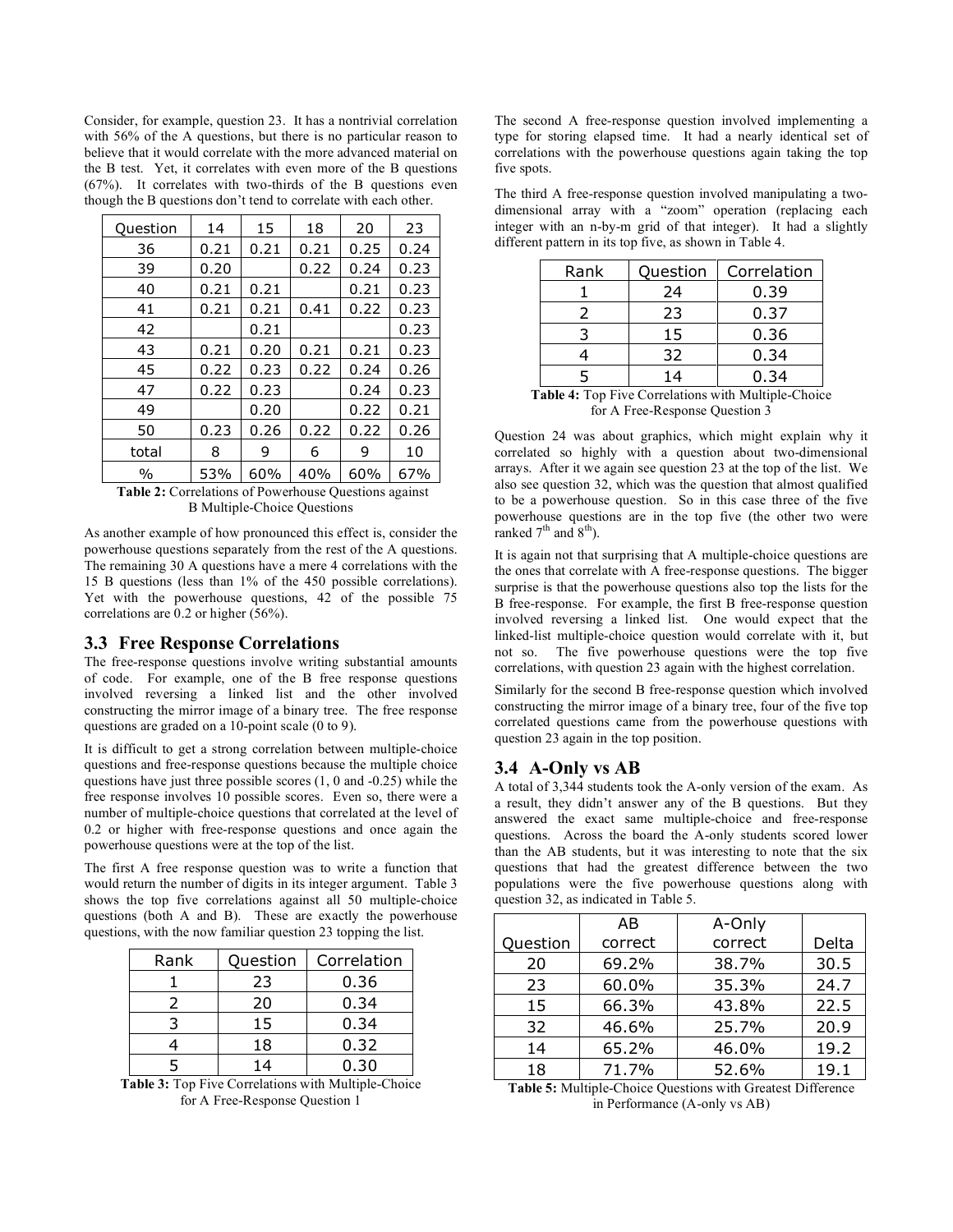Consider, for example, question 23. It has a nontrivial correlation with 56% of the A questions, but there is no particular reason to believe that it would correlate with the more advanced material on the B test. Yet, it correlates with even more of the B questions (67%). It correlates with two-thirds of the B questions even though the B questions don't tend to correlate with each other.

| Question | 14 | 15 | 18 | 20 | 23 |
|---|---|---|---|---|---|
| 36 | 0.21 | 0.21 | 0.21 | 0.25 | 0.24 |
| 39 | 0.20 | | 0.22 | 0.24 | 0.23 |
| 40 | 0.21 | 0.21 | | 0.21 | 0.23 |
| 41 | 0.21 | 0.21 | 0.41 | 0.22 | 0.23 |
| 42 | | 0.21 | | | 0.23 |
| 43 | 0.21 | 0.20 | 0.21 | 0.21 | 0.23 |
| 45 | 0.22 | 0.23 | 0.22 | 0.24 | 0.26 |
| 47 | 0.22 | 0.23 | | 0.24 | 0.23 |
| 49 | | 0.20 | | 0.22 | 0.21 |
| 50 | 0.23 | 0.26 | 0.22 | 0.22 | 0.26 |
| total | 8 | 9 | 6 | 9 | 10 |
| % | 53% | 60% | 40% | 60% | 67% |

**Table 2:** Correlations of Powerhouse Questions against B Multiple-Choice Questions

As another example of how pronounced this effect is, consider the powerhouse questions separately from the rest of the A questions. The remaining 30 A questions have a mere 4 correlations with the 15 B questions (less than 1% of the 450 possible correlations). Yet with the powerhouse questions, 42 of the possible 75 correlations are 0.2 or higher (56%).

## 3.3 Free Response Correlations

The free-response questions involve writing substantial amounts of code. For example, one of the B free response questions involved reversing a linked list and the other involved constructing the mirror image of a binary tree. The free response questions are graded on a 10-point scale (0 to 9).

It is difficult to get a strong correlation between multiple-choice questions and free-response questions because the multiple choice questions have just three possible scores (1, 0 and -0.25) while the free response involves 10 possible scores. Even so, there were a number of multiple-choice questions that correlated at the level of 0.2 or higher with free-response questions and once again the powerhouse questions were at the top of the list.

The first A free response question was to write a function that would return the number of digits in its integer argument. Table 3 shows the top five correlations against all 50 multiple-choice questions (both A and B). These are exactly the powerhouse questions, with the now familiar question 23 topping the list.

| Rank | Question | Correlation |
|---|---|---|
| 1 | 23 | 0.36 |
| 2 | 20 | 0.34 |
| 3 | 15 | 0.34 |
| 4 | 18 | 0.32 |
| 5 | 14 | 0.30 |

**Table 3:** Top Five Correlations with Multiple-Choice for A Free-Response Question 1

The second A free-response question involved implementing a type for storing elapsed time. It had a nearly identical set of correlations with the powerhouse questions again taking the top five spots.

The third A free-response question involved manipulating a two-dimensional array with a "zoom" operation (replacing each integer with an n-by-m grid of that integer). It had a slightly different pattern in its top five, as shown in Table 4.

| Rank | Question | Correlation |
|---|---|---|
| 1 | 24 | 0.39 |
| 2 | 23 | 0.37 |
| 3 | 15 | 0.36 |
| 4 | 32 | 0.34 |
| 5 | 14 | 0.34 |

**Table 4:** Top Five Correlations with Multiple-Choice for A Free-Response Question 3

Question 24 was about graphics, which might explain why it correlated so highly with a question about two-dimensional arrays. After it we again see question 23 at the top of the list. We also see question 32, which was the question that almost qualified to be a powerhouse question. So in this case three of the five powerhouse questions are in the top five (the other two were ranked 7th and 8th).

It is again not that surprising that A multiple-choice questions are the ones that correlate with A free-response questions. The bigger surprise is that the powerhouse questions also top the lists for the B free-response. For example, the first B free-response question involved reversing a linked list. One would expect that the linked-list multiple-choice question would correlate with it, but not so. The five powerhouse questions were the top five correlations, with question 23 again with the highest correlation.

Similarly for the second B free-response question which involved constructing the mirror image of a binary tree, four of the five top correlated questions came from the powerhouse questions with question 23 again in the top position.

## 3.4 A-Only vs AB

A total of 3,344 students took the A-only version of the exam. As a result, they didn't answer any of the B questions. But they answered the exact same multiple-choice and free-response questions. Across the board the A-only students scored lower than the AB students, but it was interesting to note that the six questions that had the greatest difference between the two populations were the five powerhouse questions along with question 32, as indicated in Table 5.

| Question | AB correct | A-Only correct | Delta |
|---|---|---|---|
| 20 | 69.2% | 38.7% | 30.5 |
| 23 | 60.0% | 35.3% | 24.7 |
| 15 | 66.3% | 43.8% | 22.5 |
| 32 | 46.6% | 25.7% | 20.9 |
| 14 | 65.2% | 46.0% | 19.2 |
| 18 | 71.7% | 52.6% | 19.1 |

**Table 5:** Multiple-Choice Questions with Greatest Difference in Performance (A-only vs AB)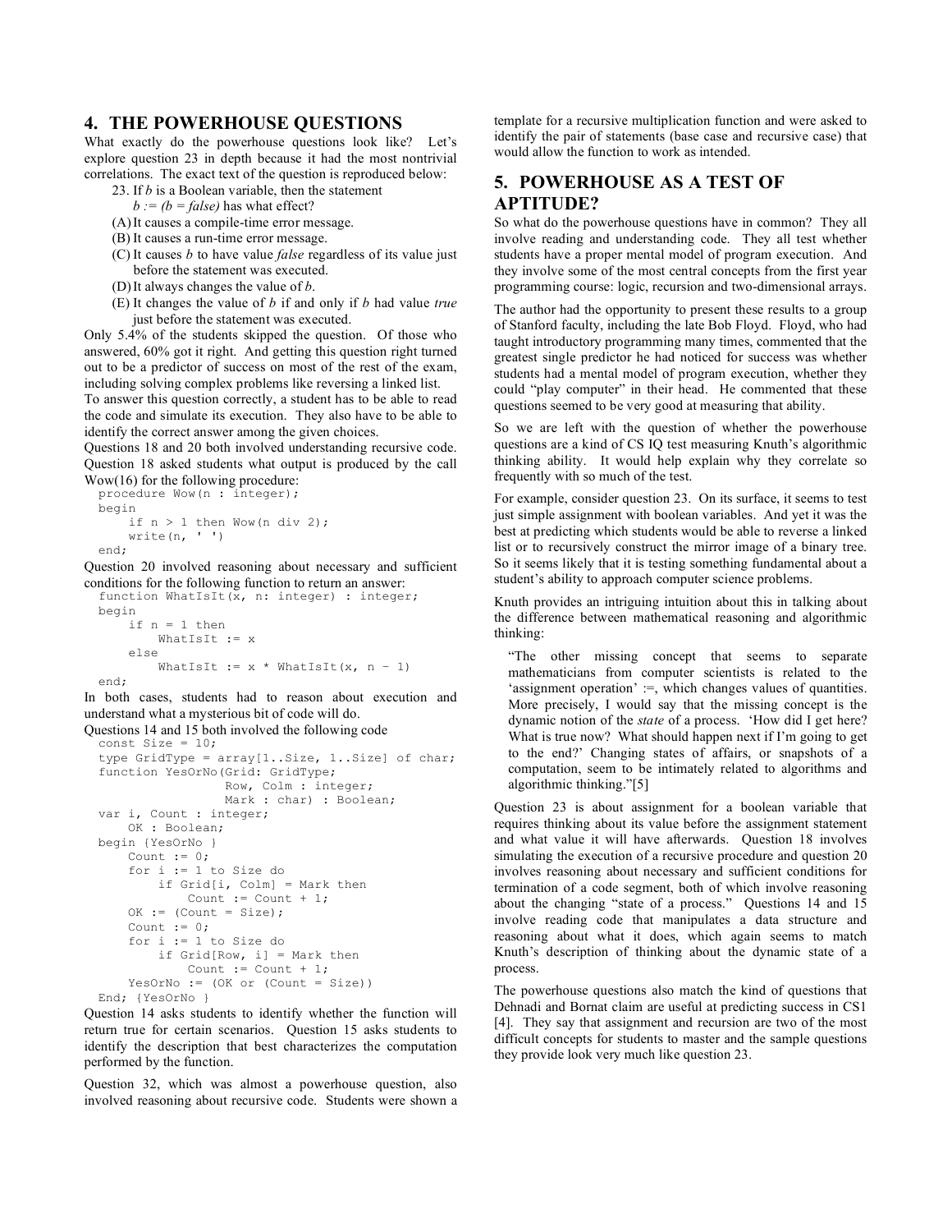## 4. THE POWERHOUSE QUESTIONS

What exactly do the powerhouse questions look like? Let's explore question 23 in depth because it had the most nontrivial correlations. The exact text of the question is reproduced below:

23. If *b* is a Boolean variable, then the statement
    *b := (b = false)* has what effect?

(A) It causes a compile-time error message.
(B) It causes a run-time error message.
(C) It causes *b* to have value *false* regardless of its value just before the statement was executed.
(D) It always changes the value of *b*.
(E) It changes the value of *b* if and only if *b* had value *true* just before the statement was executed.

Only 5.4% of the students skipped the question. Of those who answered, 60% got it right. And getting this question right turned out to be a predictor of success on most of the rest of the exam, including solving complex problems like reversing a linked list.

To answer this question correctly, a student has to be able to read the code and simulate its execution. They also have to be able to identify the correct answer among the given choices.

Questions 18 and 20 both involved understanding recursive code. Question 18 asked students what output is produced by the call Wow(16) for the following procedure:

```
procedure Wow(n : integer);
begin
    if n > 1 then Wow(n div 2);
    write(n, ' ')
end;
```

Question 20 involved reasoning about necessary and sufficient conditions for the following function to return an answer:

```
function WhatIsIt(x, n: integer) : integer;
begin
    if n = 1 then
        WhatIsIt := x
    else
        WhatIsIt := x * WhatIsIt(x, n - 1)
end;
```

In both cases, students had to reason about execution and understand what a mysterious bit of code will do.

Questions 14 and 15 both involved the following code

```
const Size = 10;
type GridType = array[1..Size, 1..Size] of char;
function YesOrNo(Grid: GridType;
                 Row, Colm : integer;
                 Mark : char) : Boolean;
var i, Count : integer;
    OK : Boolean;
begin {YesOrNo }
    Count := 0;
    for i := 1 to Size do
        if Grid[i, Colm] = Mark then
            Count := Count + 1;
    OK := (Count = Size);
    Count := 0;
    for i := 1 to Size do
        if Grid[Row, i] = Mark then
            Count := Count + 1;
    YesOrNo := (OK or (Count = Size))
End; {YesOrNo }
```

Question 14 asks students to identify whether the function will return true for certain scenarios. Question 15 asks students to identify the description that best characterizes the computation performed by the function.

Question 32, which was almost a powerhouse question, also involved reasoning about recursive code. Students were shown a template for a recursive multiplication function and were asked to identify the pair of statements (base case and recursive case) that would allow the function to work as intended.

## 5. POWERHOUSE AS A TEST OF APTITUDE?

So what do the powerhouse questions have in common? They all involve reading and understanding code. They all test whether students have a proper mental model of program execution. And they involve some of the most central concepts from the first year programming course: logic, recursion and two-dimensional arrays.

The author had the opportunity to present these results to a group of Stanford faculty, including the late Bob Floyd. Floyd, who had taught introductory programming many times, commented that the greatest single predictor he had noticed for success was whether students had a mental model of program execution, whether they could "play computer" in their head. He commented that these questions seemed to be very good at measuring that ability.

So we are left with the question of whether the powerhouse questions are a kind of CS IQ test measuring Knuth's algorithmic thinking ability. It would help explain why they correlate so frequently with so much of the test.

For example, consider question 23. On its surface, it seems to test just simple assignment with boolean variables. And yet it was the best at predicting which students would be able to reverse a linked list or to recursively construct the mirror image of a binary tree. So it seems likely that it is testing something fundamental about a student's ability to approach computer science problems.

Knuth provides an intriguing intuition about this in talking about the difference between mathematical reasoning and algorithmic thinking:

> "The other missing concept that seems to separate mathematicians from computer scientists is related to the 'assignment operation' :=, which changes values of quantities. More precisely, I would say that the missing concept is the dynamic notion of the *state* of a process. 'How did I get here? What is true now? What should happen next if I'm going to get to the end?' Changing states of affairs, or snapshots of a computation, seem to be intimately related to algorithms and algorithmic thinking."[5]

Question 23 is about assignment for a boolean variable that requires thinking about its value before the assignment statement and what value it will have afterwards. Question 18 involves simulating the execution of a recursive procedure and question 20 involves reasoning about necessary and sufficient conditions for termination of a code segment, both of which involve reasoning about the changing "state of a process." Questions 14 and 15 involve reading code that manipulates a data structure and reasoning about what it does, which again seems to match Knuth's description of thinking about the dynamic state of a process.

The powerhouse questions also match the kind of questions that Dehnadi and Bornat claim are useful at predicting success in CS1 [4]. They say that assignment and recursion are two of the most difficult concepts for students to master and the sample questions they provide look very much like question 23.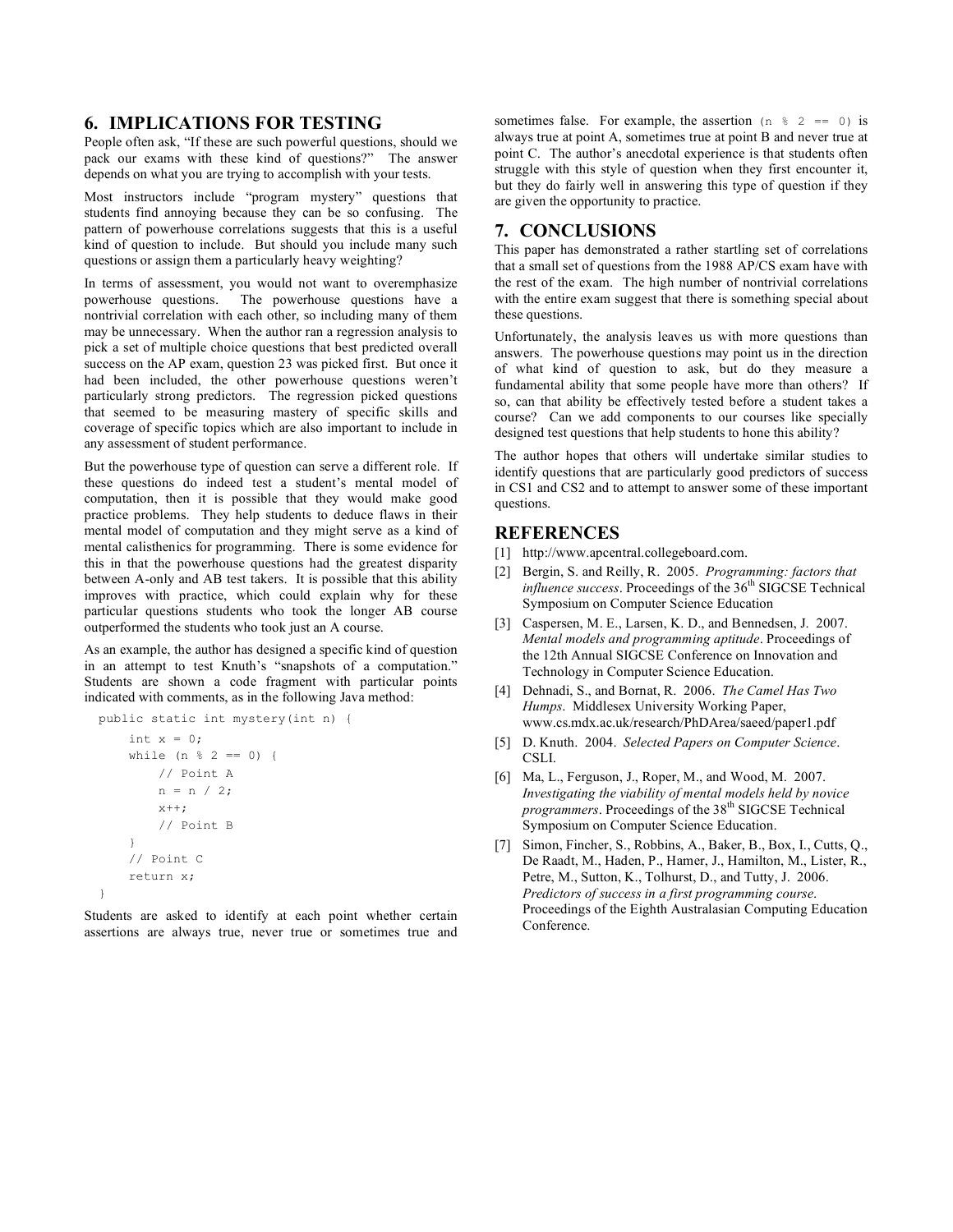## 6. IMPLICATIONS FOR TESTING

People often ask, "If these are such powerful questions, should we pack our exams with these kind of questions?" The answer depends on what you are trying to accomplish with your tests.

Most instructors include "program mystery" questions that students find annoying because they can be so confusing. The pattern of powerhouse correlations suggests that this is a useful kind of question to include. But should you include many such questions or assign them a particularly heavy weighting?

In terms of assessment, you would not want to overemphasize powerhouse questions. The powerhouse questions have a nontrivial correlation with each other, so including many of them may be unnecessary. When the author ran a regression analysis to pick a set of multiple choice questions that best predicted overall success on the AP exam, question 23 was picked first. But once it had been included, the other powerhouse questions weren't particularly strong predictors. The regression picked questions that seemed to be measuring mastery of specific skills and coverage of specific topics which are also important to include in any assessment of student performance.

But the powerhouse type of question can serve a different role. If these questions do indeed test a student's mental model of computation, then it is possible that they would make good practice problems. They help students to deduce flaws in their mental model of computation and they might serve as a kind of mental calisthenics for programming. There is some evidence for this in that the powerhouse questions had the greatest disparity between A-only and AB test takers. It is possible that this ability improves with practice, which could explain why for these particular questions students who took the longer AB course outperformed the students who took just an A course.

As an example, the author has designed a specific kind of question in an attempt to test Knuth's "snapshots of a computation." Students are shown a code fragment with particular points indicated with comments, as in the following Java method:

```
public static int mystery(int n) {
    int x = 0;
    while (n % 2 == 0) {
        // Point A
        n = n / 2;
        x++;
        // Point B
    }
    // Point C
    return x;
}
```

Students are asked to identify at each point whether certain assertions are always true, never true or sometimes true and sometimes false. For example, the assertion `(n % 2 == 0)` is always true at point A, sometimes true at point B and never true at point C. The author's anecdotal experience is that students often struggle with this style of question when they first encounter it, but they do fairly well in answering this type of question if they are given the opportunity to practice.

## 7. CONCLUSIONS

This paper has demonstrated a rather startling set of correlations that a small set of questions from the 1988 AP/CS exam have with the rest of the exam. The high number of nontrivial correlations with the entire exam suggest that there is something special about these questions.

Unfortunately, the analysis leaves us with more questions than answers. The powerhouse questions may point us in the direction of what kind of question to ask, but do they measure a fundamental ability that some people have more than others? If so, can that ability be effectively tested before a student takes a course? Can we add components to our courses like specially designed test questions that help students to hone this ability?

The author hopes that others will undertake similar studies to identify questions that are particularly good predictors of success in CS1 and CS2 and to attempt to answer some of these important questions.

## REFERENCES

[1] http://www.apcentral.collegeboard.com.

[2] Bergin, S. and Reilly, R. 2005. *Programming: factors that influence success*. Proceedings of the 36th SIGCSE Technical Symposium on Computer Science Education

[3] Caspersen, M. E., Larsen, K. D., and Bennedsen, J. 2007. *Mental models and programming aptitude*. Proceedings of the 12th Annual SIGCSE Conference on Innovation and Technology in Computer Science Education.

[4] Dehnadi, S., and Bornat, R. 2006. *The Camel Has Two Humps*. Middlesex University Working Paper, www.cs.mdx.ac.uk/research/PhDArea/saeed/paper1.pdf

[5] D. Knuth. 2004. *Selected Papers on Computer Science*. CSLI.

[6] Ma, L., Ferguson, J., Roper, M., and Wood, M. 2007. *Investigating the viability of mental models held by novice programmers*. Proceedings of the 38th SIGCSE Technical Symposium on Computer Science Education.

[7] Simon, Fincher, S., Robbins, A., Baker, B., Box, I., Cutts, Q., De Raadt, M., Haden, P., Hamer, J., Hamilton, M., Lister, R., Petre, M., Sutton, K., Tolhurst, D., and Tutty, J. 2006. *Predictors of success in a first programming course*. Proceedings of the Eighth Australasian Computing Education Conference.